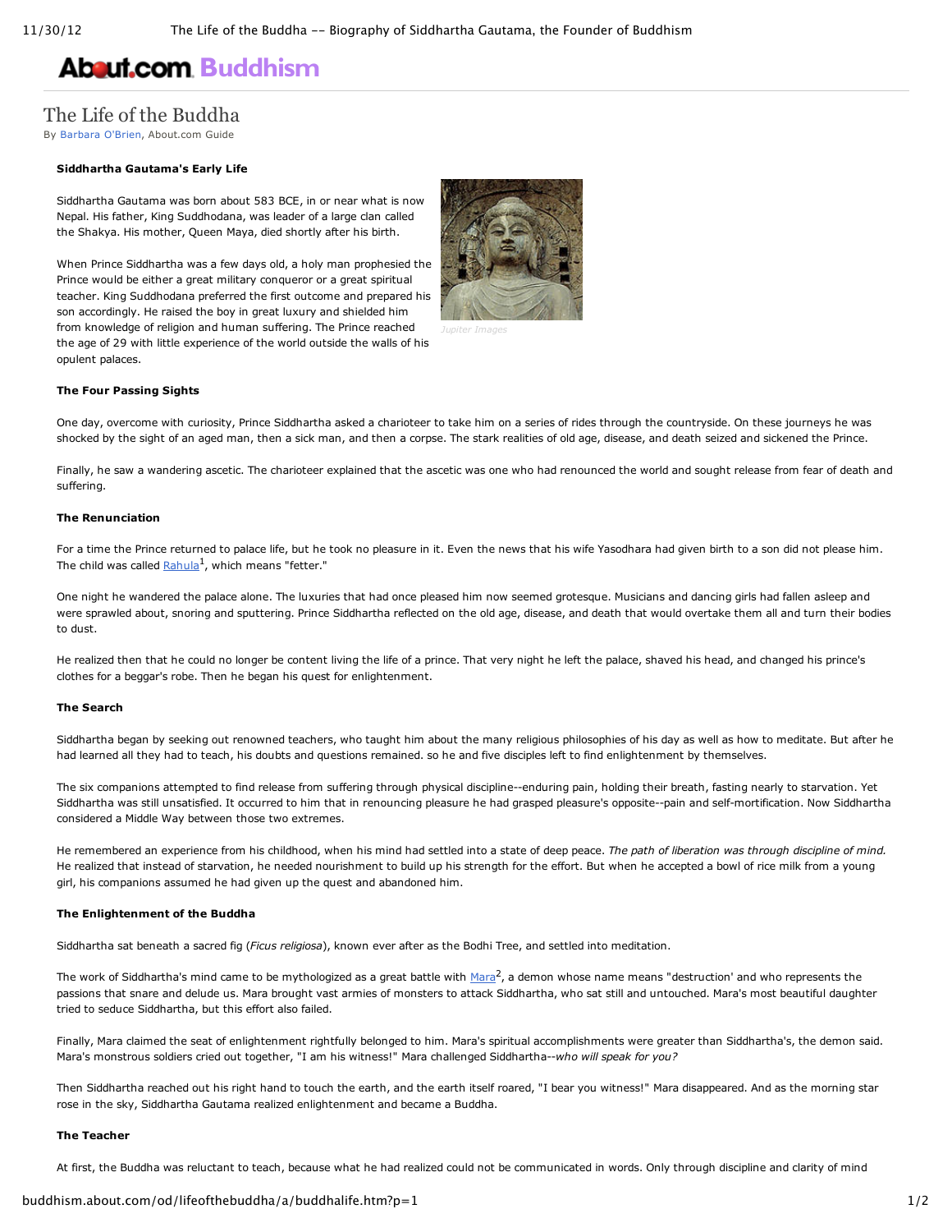# The Life of the Buddha

By Barbara O'Brien, About.com Guide

### Siddhartha Gautama's Early Life

Siddhartha Gautama was born about 583 BCE, in or near what is now Nepal. His father, King Suddhodana, was leader of a large clan called the Shakya. His mother, Queen Maya, died shortly after his birth.

When Prince Siddhartha was a few days old, a holy man prophesied the Prince would be either a great military conqueror or a great spiritual teacher. King Suddhodana preferred the first outcome and prepared his son accordingly. He raised the boy in great luxury and shielded him from knowledge of religion and human suffering. The Prince reached the age of 29 with little experience of the world outside the walls of his opulent palaces.

Jupiter Images

### The Four Passing Sights

One day, overcome with curiosity, Prince Siddhartha asked a charioteer to take him on a series of rides through the countryside. On these journeys he was shocked by the sight of an aged man, then a sick man, and then a corpse. The stark realities of old age, disease, and death seized and sickened the Prince.

Finally, he saw a wandering ascetic. The charioteer explained that the ascetic was one who had renounced the world and sought release from fear of death and suffering.

### The Renunciation

For a time the Prince returned to palace life, but he took no pleasure in it. Even the news that his wife Yasodhara had given birth to a son did not please him. The child was called Rahula[1], which means "fetter."

One night he wandered the palace alone. The luxuries that had once pleased him now seemed grotesque. Musicians and dancing girls had fallen asleep and were sprawled about, snoring and sputtering. Prince Siddhartha reflected on the old age, disease, and death that would overtake them all and turn their bodies to dust.

He realized then that he could no longer be content living the life of a prince. That very night he left the palace, shaved his head, and changed his prince's clothes for a beggar's robe. Then he began his quest for enlightenment.

### The Search

Siddhartha began by seeking out renowned teachers, who taught him about the many religious philosophies of his day as well as how to meditate. But after he had learned all they had to teach, his doubts and questions remained. so he and five disciples left to find enlightenment by themselves.

The six companions attempted to find release from suffering through physical discipline--enduring pain, holding their breath, fasting nearly to starvation. Yet Siddhartha was still unsatisfied. It occurred to him that in renouncing pleasure he had grasped pleasure's opposite--pain and self-mortification. Now Siddhartha considered a Middle Way between those two extremes.

He remembered an experience from his childhood, when his mind had settled into a state of deep peace. *The path of liberation was through discipline of mind.* He realized that instead of starvation, he needed nourishment to build up his strength for the effort. But when he accepted a bowl of rice milk from a young girl, his companions assumed he had given up the quest and abandoned him.

### The Enlightenment of the Buddha

Siddhartha sat beneath a sacred fig (*Ficus religiosa*), known ever after as the Bodhi Tree, and settled into meditation.

The work of Siddhartha's mind came to be mythologized as a great battle with Mara[2], a demon whose name means "destruction' and who represents the passions that snare and delude us. Mara brought vast armies of monsters to attack Siddhartha, who sat still and untouched. Mara's most beautiful daughter tried to seduce Siddhartha, but this effort also failed.

Finally, Mara claimed the seat of enlightenment rightfully belonged to him. Mara's spiritual accomplishments were greater than Siddhartha's, the demon said. Mara's monstrous soldiers cried out together, "I am his witness!" Mara challenged Siddhartha--*who will speak for you?*

Then Siddhartha reached out his right hand to touch the earth, and the earth itself roared, "I bear you witness!" Mara disappeared. And as the morning star rose in the sky, Siddhartha Gautama realized enlightenment and became a Buddha.

### The Teacher

At first, the Buddha was reluctant to teach, because what he had realized could not be communicated in words. Only through discipline and clarity of mind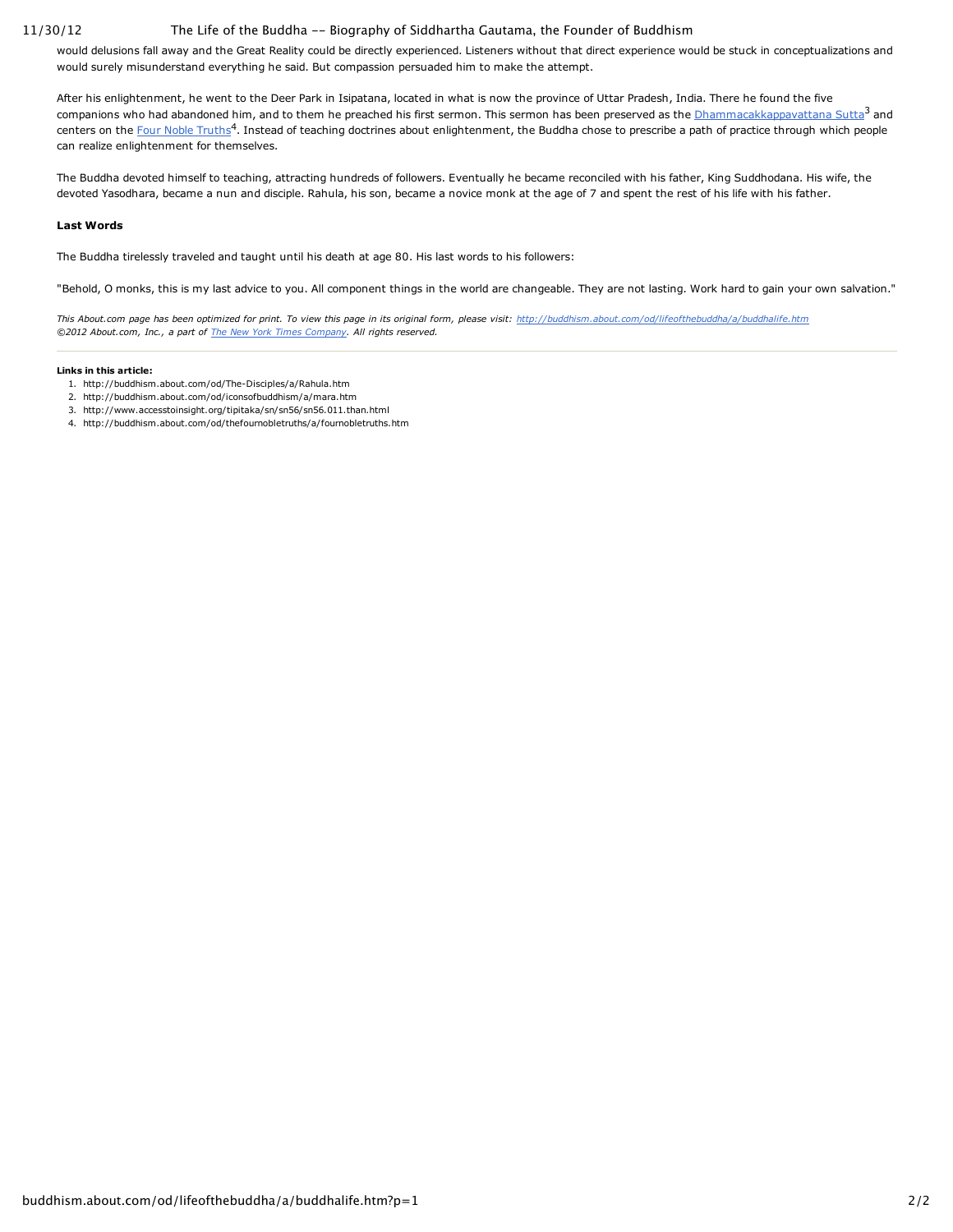would delusions fall away and the Great Reality could be directly experienced. Listeners without that direct experience would be stuck in conceptualizations and would surely misunderstand everything he said. But compassion persuaded him to make the attempt.

After his enlightenment, he went to the Deer Park in Isipatana, located in what is now the province of Uttar Pradesh, India. There he found the five companions who had abandoned him, and to them he preached his first sermon. This sermon has been preserved as the Dhammacakkappavattana Sutta[3] and centers on the Four Noble Truths[4]. Instead of teaching doctrines about enlightenment, the Buddha chose to prescribe a path of practice through which people can realize enlightenment for themselves.

The Buddha devoted himself to teaching, attracting hundreds of followers. Eventually he became reconciled with his father, King Suddhodana. His wife, the devoted Yasodhara, became a nun and disciple. Rahula, his son, became a novice monk at the age of 7 and spent the rest of his life with his father.

**Last Words**

The Buddha tirelessly traveled and taught until his death at age 80. His last words to his followers:

"Behold, O monks, this is my last advice to you. All component things in the world are changeable. They are not lasting. Work hard to gain your own salvation."

*This About.com page has been optimized for print. To view this page in its original form, please visit: http://buddhism.about.com/od/lifeofthebuddha/a/buddhalife.htm*
*©2012 About.com, Inc., a part of The New York Times Company. All rights reserved.*

---

**Links in this article:**

1. http://buddhism.about.com/od/The-Disciples/a/Rahula.htm
2. http://buddhism.about.com/od/iconsofbuddhism/a/mara.htm
3. http://www.accesstoinsight.org/tipitaka/sn/sn56/sn56.011.than.html
4. http://buddhism.about.com/od/thefournobletruths/a/fournobletruths.htm